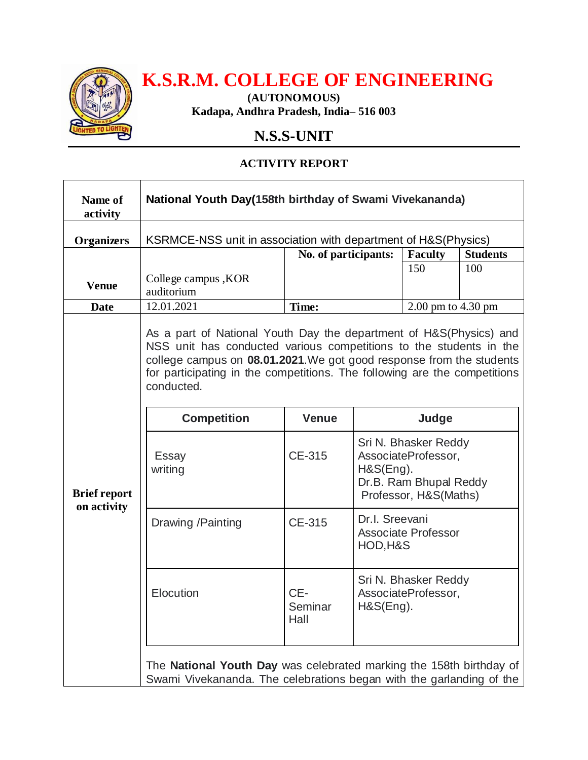# K.S.R.M. COLLEGE OF ENGINEERING

**(AUTONOMOUS)**

**Kadapa, Andhra Pradesh, India– 516 003**

## N.S.S-UNIT

### ACTIVITY REPORT

| **Name of activity** | **National Youth Day(158th birthday of Swami Vivekananda)** | | | |
|---|---|---|---|---|
| **Organizers** | KSRMCE-NSS unit in association with department of H&S(Physics) | | | |
| **Venue** | College campus ,KOR auditorium | **No. of participants:** | **Faculty** 150 | **Students** 100 |
| **Date** | 12.01.2021 | **Time:** | 2.00 pm to 4.30 pm | |

**Brief report on activity**

As a part of National Youth Day the department of H&S(Physics) and NSS unit has conducted various competitions to the students in the college campus on **08.01.2021**.We got good response from the students for participating in the competitions. The following are the competitions conducted.

| Competition | Venue | Judge |
|---|---|---|
| Essay writing | CE-315 | Sri N. Bhasker Reddy AssociateProfessor, H&S(Eng). Dr.B. Ram Bhupal Reddy Professor, H&S(Maths) |
| Drawing /Painting | CE-315 | Dr.I. Sreevani Associate Professor HOD,H&S |
| Elocution | CE-Seminar Hall | Sri N. Bhasker Reddy AssociateProfessor, H&S(Eng). |

The **National Youth Day** was celebrated marking the 158th birthday of Swami Vivekananda. The celebrations began with the garlanding of the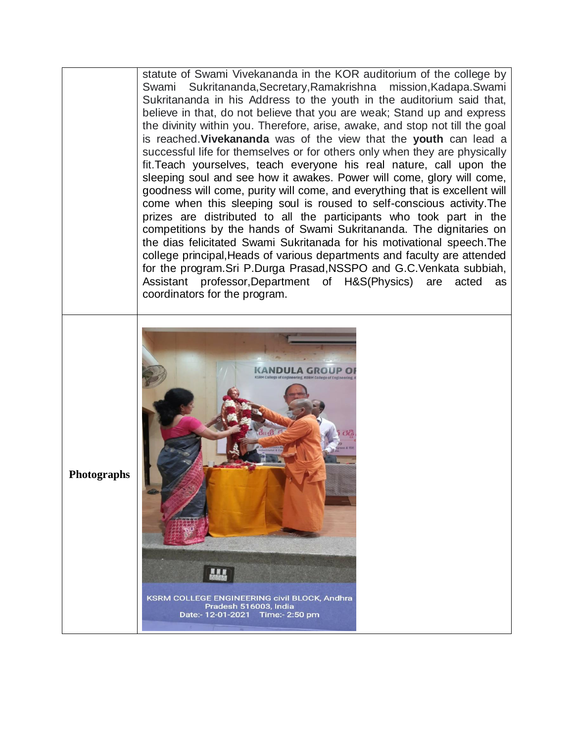|  |  |
|---|---|
|  | statute of Swami Vivekananda in the KOR auditorium of the college by Swami Sukritananda,Secretary,Ramakrishna mission,Kadapa.Swami Sukritananda in his Address to the youth in the auditorium said that, believe in that, do not believe that you are weak; Stand up and express the divinity within you. Therefore, arise, awake, and stop not till the goal is reached.**Vivekananda** was of the view that the **youth** can lead a successful life for themselves or for others only when they are physically fit.Teach yourselves, teach everyone his real nature, call upon the sleeping soul and see how it awakes. Power will come, glory will come, goodness will come, purity will come, and everything that is excellent will come when this sleeping soul is roused to self-conscious activity.The prizes are distributed to all the participants who took part in the competitions by the hands of Swami Sukritananda. The dignitaries on the dias felicitated Swami Sukritanada for his motivational speech.The college principal,Heads of various departments and faculty are attended for the program.Sri P.Durga Prasad,NSSPO and G.C.Venkata subbiah, Assistant professor,Department of H&S(Physics) are acted as coordinators for the program. |
| **Photographs** | KSRM COLLEGE ENGINEERING civil BLOCK, Andhra Pradesh 516003, India Date:- 12-01-2021 Time:- 2:50 pm |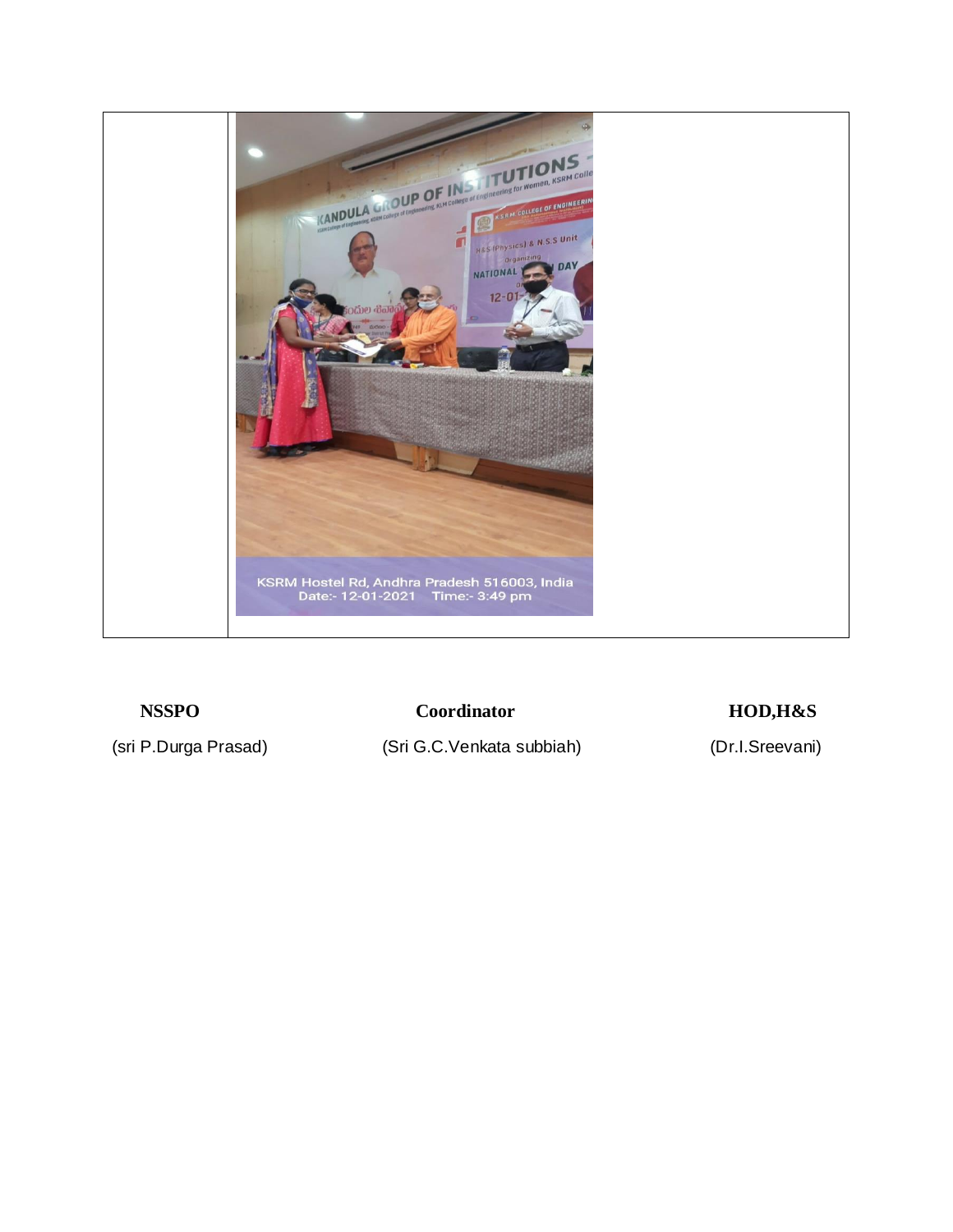| **NSSPO** | **Coordinator** | **HOD,H&S** |
| --- | --- | --- |
| (sri P.Durga Prasad) | (Sri G.C.Venkata subbiah) | (Dr.I.Sreevani) |